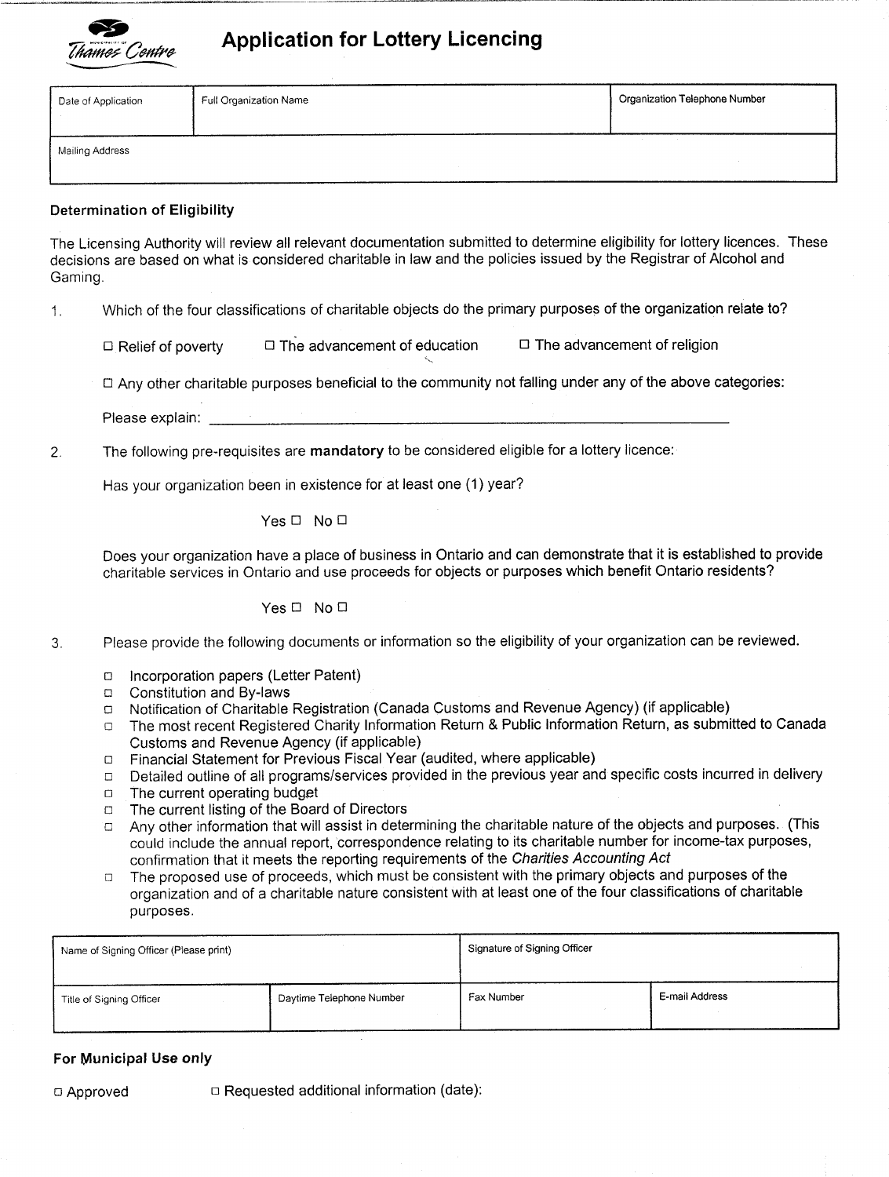Municipality of Thames Centre

# Application for Lottery Licencing

| Date of Application | Full Organization Name | Organization Telephone Number |
|---|---|---|
| Mailing Address | | |

**Determination of Eligibility**

The Licensing Authority will review all relevant documentation submitted to determine eligibility for lottery licences. These decisions are based on what is considered charitable in law and the policies issued by the Registrar of Alcohol and Gaming.

1. Which of the four classifications of charitable objects do the primary purposes of the organization relate to?

   ☐ Relief of poverty ☐ The advancement of education ☐ The advancement of religion

   ☐ Any other charitable purposes beneficial to the community not falling under any of the above categories:

   Please explain: ____________________________________________

2. The following pre-requisites are **mandatory** to be considered eligible for a lottery licence:

   Has your organization been in existence for at least one (1) year?

   Yes ☐ No ☐

   Does your organization have a place of business in Ontario and can demonstrate that it is established to provide charitable services in Ontario and use proceeds for objects or purposes which benefit Ontario residents?

   Yes ☐ No ☐

3. Please provide the following documents or information so the eligibility of your organization can be reviewed.

   - ☐ Incorporation papers (Letter Patent)
   - ☐ Constitution and By-laws
   - ☐ Notification of Charitable Registration (Canada Customs and Revenue Agency) (if applicable)
   - ☐ The most recent Registered Charity Information Return & Public Information Return, as submitted to Canada Customs and Revenue Agency (if applicable)
   - ☐ Financial Statement for Previous Fiscal Year (audited, where applicable)
   - ☐ Detailed outline of all programs/services provided in the previous year and specific costs incurred in delivery
   - ☐ The current operating budget
   - ☐ The current listing of the Board of Directors
   - ☐ Any other information that will assist in determining the charitable nature of the objects and purposes. (This could include the annual report, correspondence relating to its charitable number for income-tax purposes, confirmation that it meets the reporting requirements of the *Charities Accounting Act*
   - ☐ The proposed use of proceeds, which must be consistent with the primary objects and purposes of the organization and of a charitable nature consistent with at least one of the four classifications of charitable purposes.

| Name of Signing Officer (Please print) | | Signature of Signing Officer | |
|---|---|---|---|
| Title of Signing Officer | Daytime Telephone Number | Fax Number | E-mail Address |

**For Municipal Use only**

☐ Approved ☐ Requested additional information (date):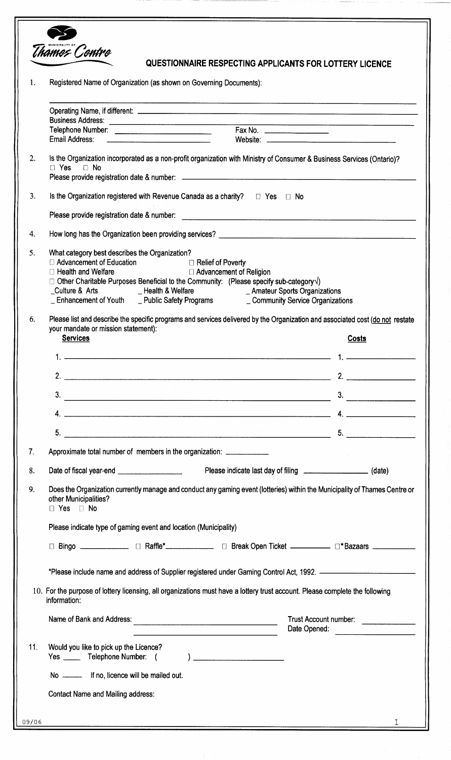MUNICIPALITY OF
Thames Centre

## QUESTIONNAIRE RESPECTING APPLICANTS FOR LOTTERY LICENCE

1. Registered Name of Organization (as shown on Governing Documents):

   ______________________________________________

   Operating Name, if different: ______________________________________________
   Business Address: ______________________________________________
   Telephone Number: ____________________ Fax No. ______________
   Email Address: ____________________ Website: ____________________

2. Is the Organization incorporated as a non-profit organization with Ministry of Consumer & Business Services (Ontario)?
   ☐ Yes ☐ No
   Please provide registration date & number: ______________________________________________

3. Is the Organization registered with Revenue Canada as a charity? ☐ Yes ☐ No

   Please provide registration date & number: ______________________________________________

4. How long has the Organization been providing services? ______________________________________________

5. What category best describes the Organization?
   ☐ Advancement of Education ☐ Relief of Poverty
   ☐ Health and Welfare ☐ Advancement of Religion
   ☐ Other Charitable Purposes Beneficial to the Community: (Please specify sub-category√)
   _Culture & Arts _ Health & Welfare _ Amateur Sports Organizations
   _ Enhancement of Youth _ Public Safety Programs _ Community Service Organizations

6. Please list and describe the specific programs and services delivered by the Organization and associated cost (do not restate your mandate or mission statement):

| **Services** | **Costs** |
| --- | --- |
| 1. ______________________________ | 1. ______________ |
| 2. ______________________________ | 2. ______________ |
| 3. ______________________________ | 3. ______________ |
| 4. ______________________________ | 4. ______________ |
| 5. ______________________________ | 5. ______________ |

7. Approximate total number of members in the organization: ____________

8. Date of fiscal year-end ______________ Please indicate last day of filing ______________ (date)

9. Does the Organization currently manage and conduct any gaming event (lotteries) within the Municipality of Thames Centre or other Municipalities?
   ☐ Yes ☐ No

   Please indicate type of gaming event and location (Municipality)

   ☐ Bingo __________ ☐ Raffle*__________ ☐ Break Open Ticket __________ ☐*Bazaars __________

   *Please include name and address of Supplier registered under Gaming Control Act, 1992. ____________________

10. For the purpose of lottery licensing, all organizations must have a lottery trust account. Please complete the following information:

    Name of Bank and Address: ______________________________ Trust Account number: ______________
    ______________________________ Date Opened: ______________

11. Would you like to pick up the Licence?
    Yes _____ Telephone Number: ( ) ____________________

    No _____ If no, licence will be mailed out.

    Contact Name and Mailing address:

09/06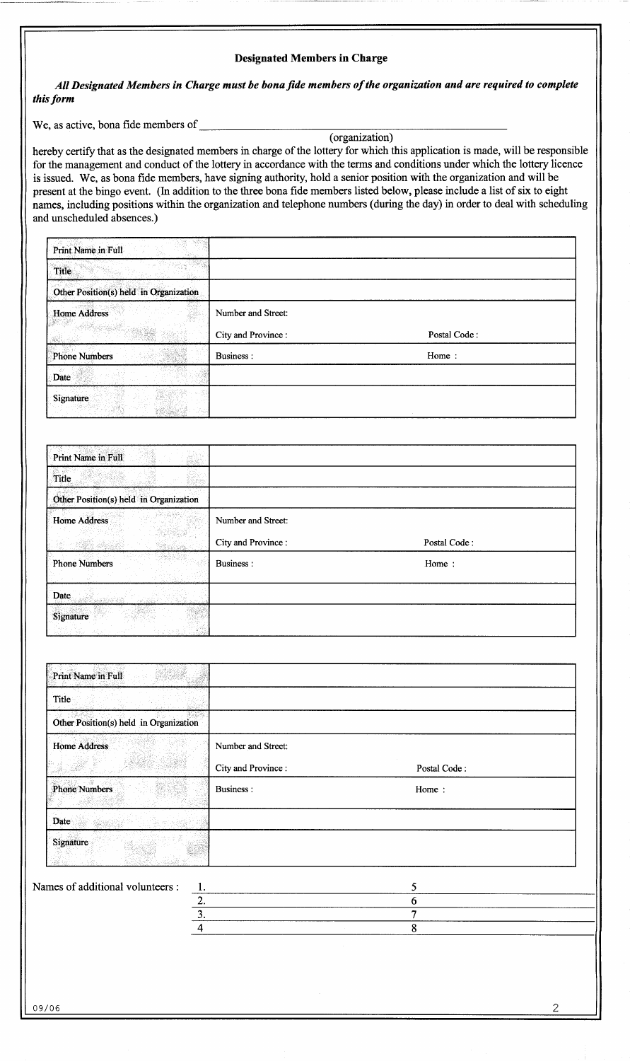## Designated Members in Charge

***All Designated Members in Charge must be bona fide members of the organization and are required to complete this form***

We, as active, bona fide members of ____________________________________________
(organization)

hereby certify that as the designated members in charge of the lottery for which this application is made, will be responsible for the management and conduct of the lottery in accordance with the terms and conditions under which the lottery licence is issued. We, as bona fide members, have signing authority, hold a senior position with the organization and will be present at the bingo event. (In addition to the three bona fide members listed below, please include a list of six to eight names, including positions within the organization and telephone numbers (during the day) in order to deal with scheduling and unscheduled absences.)

| | | |
|---|---|---|
| Print Name in Full | | |
| Title | | |
| Other Position(s) held in Organization | | |
| Home Address | Number and Street: | |
| | City and Province : | Postal Code : |
| Phone Numbers | Business : | Home : |
| Date | | |
| Signature | | |

| | | |
|---|---|---|
| Print Name in Full | | |
| Title | | |
| Other Position(s) held in Organization | | |
| Home Address | Number and Street: | |
| | City and Province : | Postal Code : |
| Phone Numbers | Business : | Home : |
| Date | | |
| Signature | | |

| | | |
|---|---|---|
| Print Name in Full | | |
| Title | | |
| Other Position(s) held in Organization | | |
| Home Address | Number and Street: | |
| | City and Province : | Postal Code : |
| Phone Numbers | Business : | Home : |
| Date | | |
| Signature | | |

Names of additional volunteers :

| | |
|---|---|
| 1. | 5 |
| 2. | 6 |
| 3. | 7 |
| 4 | 8 |

09/06